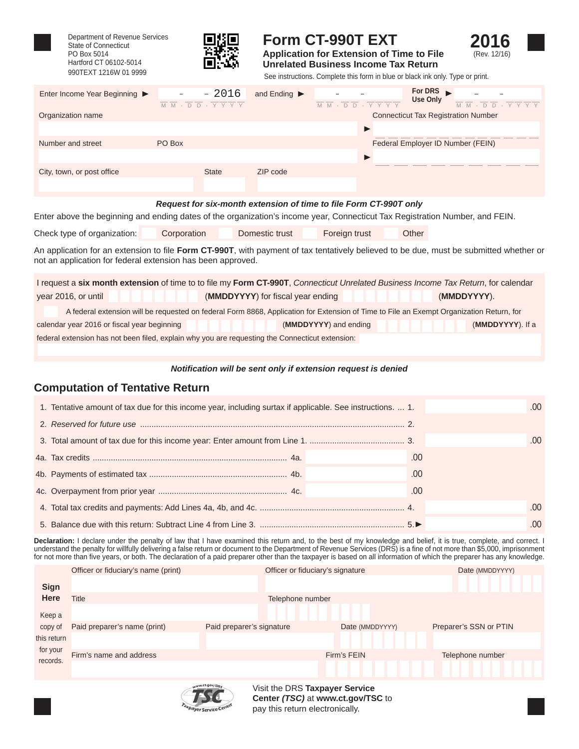Department of Revenue Services
State of Connecticut
PO Box 5014
Hartford CT 06102-5014
990TEXT 1216W 01 9999

# Form CT-990T EXT

## Application for Extension of Time to File Unrelated Business Income Tax Return

**2016**
(Rev. 12/16)

See instructions. Complete this form in blue or black ink only. Type or print.

Enter Income Year Beginning ► \_\_ - \_\_ - 2016 (MM - DD - YYYY) and Ending ► \_\_ - \_\_ - \_\_\_\_ (MM - DD - YYYY) **For DRS Use Only** ► \_\_ - \_\_ - \_\_\_\_ (MM - DD - YYYY)

Organization name

Connecticut Tax Registration Number ►

Number and street

PO Box

Federal Employer ID Number (FEIN) ►

City, town, or post office

State

ZIP code

***Request for six-month extension of time to file Form CT-990T only***

Enter above the beginning and ending dates of the organization's income year, Connecticut Tax Registration Number, and FEIN.

Check type of organization: ☐ Corporation ☐ Domestic trust ☐ Foreign trust ☐ Other

An application for an extension to file **Form CT-990T**, with payment of tax tentatively believed to be due, must be submitted whether or not an application for federal extension has been approved.

I request a **six month extension** of time to to file my **Form CT-990T**, *Connecticut Unrelated Business Income Tax Return*, for calendar year 2016, or until \_\_\_\_\_\_\_\_ (**MMDDYYYY**) for fiscal year ending \_\_\_\_\_\_\_\_ (**MMDDYYYY**).

☐ A federal extension will be requested on federal Form 8868, Application for Extension of Time to File an Exempt Organization Return, for calendar year 2016 or fiscal year beginning \_\_\_\_\_\_\_\_ (**MMDDYYYY**) and ending \_\_\_\_\_\_\_\_ (**MMDDYYYY**). If a federal extension has not been filed, explain why you are requesting the Connecticut extension:

***Notification will be sent only if extension request is denied***

## Computation of Tentative Return

| | | | |
|---|---|---|---|
| 1. Tentative amount of tax due for this income year, including surtax if applicable. See instructions. | 1. | | .00 |
| 2. *Reserved for future use* | 2. | | |
| 3. Total amount of tax due for this income year: Enter amount from Line 1. | 3. | | .00 |
| 4a. Tax credits | 4a. | .00 | |
| 4b. Payments of estimated tax | 4b. | .00 | |
| 4c. Overpayment from prior year | 4c. | .00 | |
| 4. Total tax credits and payments: Add Lines 4a, 4b, and 4c. | 4. | | .00 |
| 5. Balance due with this return: Subtract Line 4 from Line 3. | 5.► | | .00 |

**Declaration:** I declare under the penalty of law that I have examined this return and, to the best of my knowledge and belief, it is true, complete, and correct. I understand the penalty for willfully delivering a false return or document to the Department of Revenue Services (DRS) is a fine of not more than $5,000, imprisonment for not more than five years, or both. The declaration of a paid preparer other than the taxpayer is based on all information of which the preparer has any knowledge.

**Sign Here**

Keep a copy of this return for your records.

| | | | |
|---|---|---|---|
| Officer or fiduciary's name (print) | Officer or fiduciary's signature | | Date (MMDDYYYY) |
| Title | Telephone number | | |
| Paid preparer's name (print) | Paid preparer's signature | Date (MMDDYYYY) | Preparer's SSN or PTIN |
| Firm's name and address | | Firm's FEIN | Telephone number |

Visit the DRS **Taxpayer Service Center *(TSC)*** at **www.ct.gov/TSC** to pay this return electronically.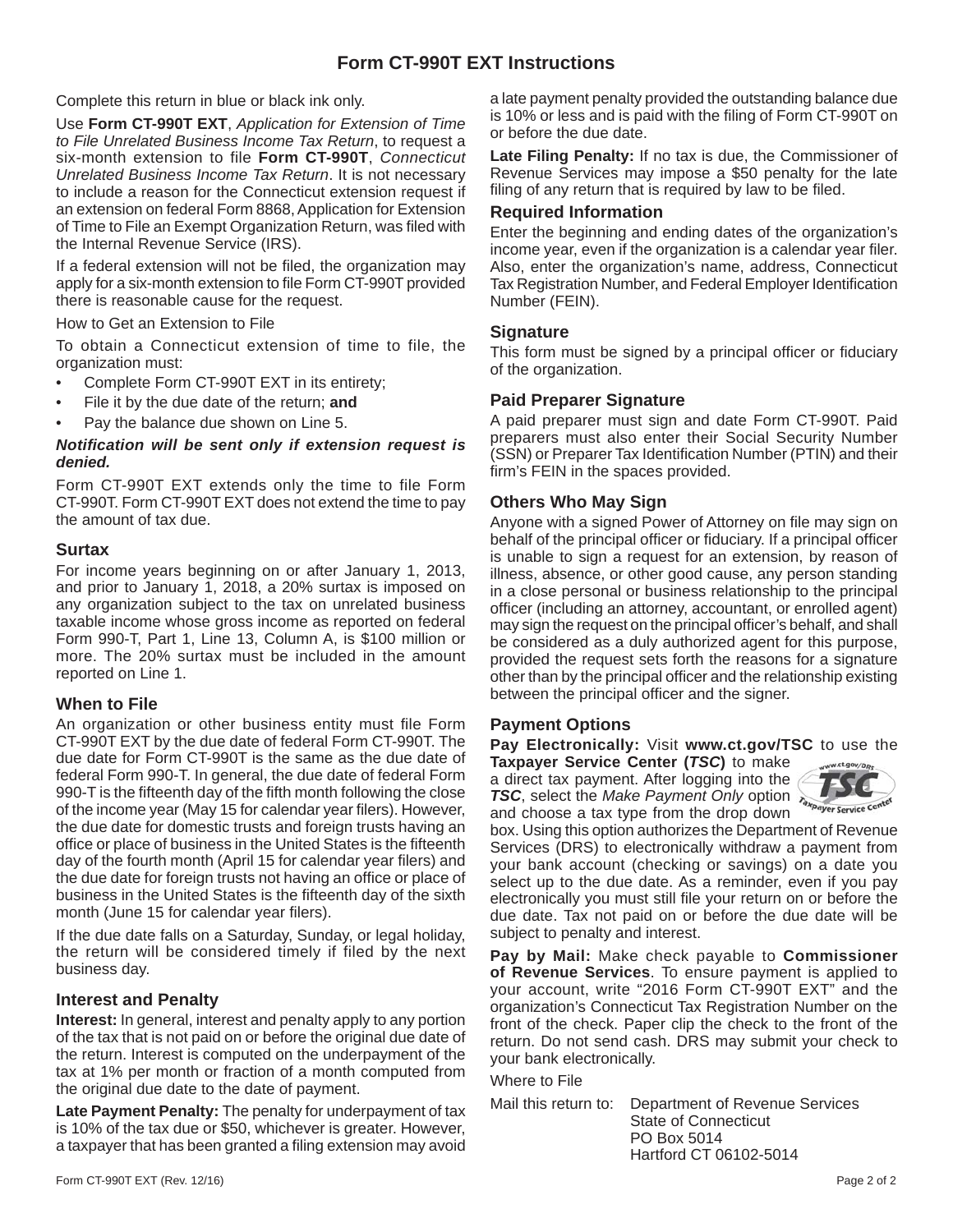# Form CT-990T EXT Instructions

Complete this return in blue or black ink only.

Use **Form CT-990T EXT**, *Application for Extension of Time to File Unrelated Business Income Tax Return*, to request a six-month extension to file **Form CT-990T**, *Connecticut Unrelated Business Income Tax Return*. It is not necessary to include a reason for the Connecticut extension request if an extension on federal Form 8868, Application for Extension of Time to File an Exempt Organization Return, was filed with the Internal Revenue Service (IRS).

If a federal extension will not be filed, the organization may apply for a six-month extension to file Form CT-990T provided there is reasonable cause for the request.

How to Get an Extension to File

To obtain a Connecticut extension of time to file, the organization must:

- Complete Form CT-990T EXT in its entirety;
- File it by the due date of the return; **and**
- Pay the balance due shown on Line 5.

***Notification will be sent only if extension request is denied.***

Form CT-990T EXT extends only the time to file Form CT-990T. Form CT-990T EXT does not extend the time to pay the amount of tax due.

## Surtax

For income years beginning on or after January 1, 2013, and prior to January 1, 2018, a 20% surtax is imposed on any organization subject to the tax on unrelated business taxable income whose gross income as reported on federal Form 990-T, Part 1, Line 13, Column A, is $100 million or more. The 20% surtax must be included in the amount reported on Line 1.

## When to File

An organization or other business entity must file Form CT-990T EXT by the due date of federal Form CT-990T. The due date for Form CT-990T is the same as the due date of federal Form 990-T. In general, the due date of federal Form 990-T is the fifteenth day of the fifth month following the close of the income year (May 15 for calendar year filers). However, the due date for domestic trusts and foreign trusts having an office or place of business in the United States is the fifteenth day of the fourth month (April 15 for calendar year filers) and the due date for foreign trusts not having an office or place of business in the United States is the fifteenth day of the sixth month (June 15 for calendar year filers).

If the due date falls on a Saturday, Sunday, or legal holiday, the return will be considered timely if filed by the next business day.

## Interest and Penalty

**Interest:** In general, interest and penalty apply to any portion of the tax that is not paid on or before the original due date of the return. Interest is computed on the underpayment of the tax at 1% per month or fraction of a month computed from the original due date to the date of payment.

**Late Payment Penalty:** The penalty for underpayment of tax is 10% of the tax due or $50, whichever is greater. However, a taxpayer that has been granted a filing extension may avoid a late payment penalty provided the outstanding balance due is 10% or less and is paid with the filing of Form CT-990T on or before the due date.

**Late Filing Penalty:** If no tax is due, the Commissioner of Revenue Services may impose a $50 penalty for the late filing of any return that is required by law to be filed.

## Required Information

Enter the beginning and ending dates of the organization's income year, even if the organization is a calendar year filer. Also, enter the organization's name, address, Connecticut Tax Registration Number, and Federal Employer Identification Number (FEIN).

## Signature

This form must be signed by a principal officer or fiduciary of the organization.

## Paid Preparer Signature

A paid preparer must sign and date Form CT-990T. Paid preparers must also enter their Social Security Number (SSN) or Preparer Tax Identification Number (PTIN) and their firm's FEIN in the spaces provided.

## Others Who May Sign

Anyone with a signed Power of Attorney on file may sign on behalf of the principal officer or fiduciary. If a principal officer is unable to sign a request for an extension, by reason of illness, absence, or other good cause, any person standing in a close personal or business relationship to the principal officer (including an attorney, accountant, or enrolled agent) may sign the request on the principal officer's behalf, and shall be considered as a duly authorized agent for this purpose, provided the request sets forth the reasons for a signature other than by the principal officer and the relationship existing between the principal officer and the signer.

## Payment Options

**Pay Electronically:** Visit **www.ct.gov/TSC** to use the **Taxpayer Service Center (*TSC*)** to make a direct tax payment. After logging into the ***TSC***, select the *Make Payment Only* option and choose a tax type from the drop down box. Using this option authorizes the Department of Revenue Services (DRS) to electronically withdraw a payment from your bank account (checking or savings) on a date you select up to the due date. As a reminder, even if you pay electronically you must still file your return on or before the due date. Tax not paid on or before the due date will be subject to penalty and interest.

**Pay by Mail:** Make check payable to **Commissioner of Revenue Services**. To ensure payment is applied to your account, write "2016 Form CT-990T EXT" and the organization's Connecticut Tax Registration Number on the front of the check. Paper clip the check to the front of the return. Do not send cash. DRS may submit your check to your bank electronically.

Where to File

Mail this return to: Department of Revenue Services
State of Connecticut
PO Box 5014
Hartford CT 06102-5014

Form CT-990T EXT (Rev. 12/16)